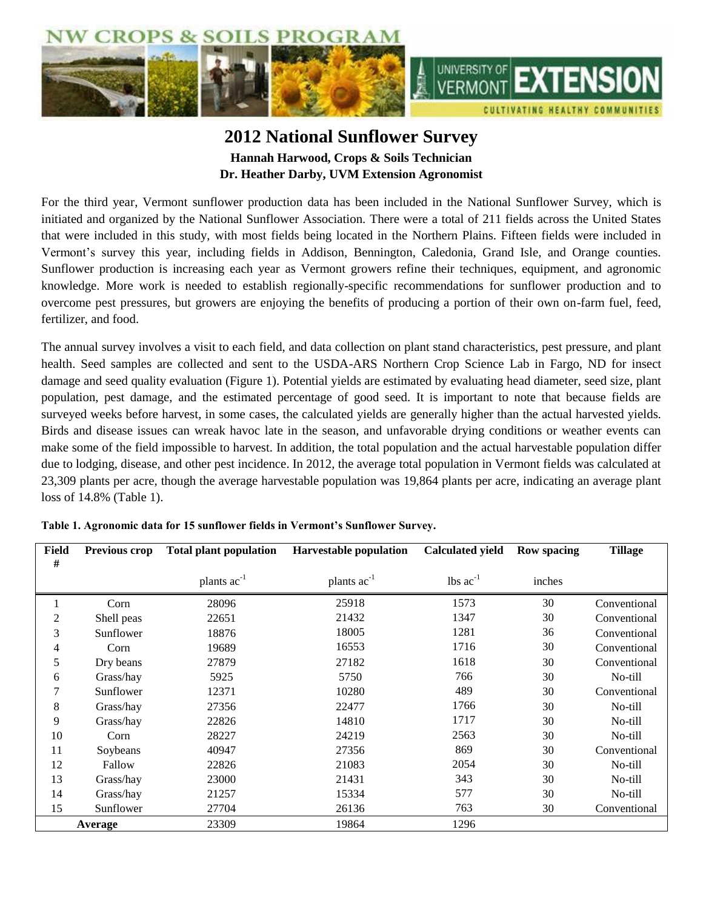# 2012 National Sunflower Survey

**Hannah Harwood, Crops & Soils Technician**
**Dr. Heather Darby, UVM Extension Agronomist**

For the third year, Vermont sunflower production data has been included in the National Sunflower Survey, which is initiated and organized by the National Sunflower Association. There were a total of 211 fields across the United States that were included in this study, with most fields being located in the Northern Plains. Fifteen fields were included in Vermont's survey this year, including fields in Addison, Bennington, Caledonia, Grand Isle, and Orange counties. Sunflower production is increasing each year as Vermont growers refine their techniques, equipment, and agronomic knowledge. More work is needed to establish regionally-specific recommendations for sunflower production and to overcome pest pressures, but growers are enjoying the benefits of producing a portion of their own on-farm fuel, feed, fertilizer, and food.

The annual survey involves a visit to each field, and data collection on plant stand characteristics, pest pressure, and plant health. Seed samples are collected and sent to the USDA-ARS Northern Crop Science Lab in Fargo, ND for insect damage and seed quality evaluation (Figure 1). Potential yields are estimated by evaluating head diameter, seed size, plant population, pest damage, and the estimated percentage of good seed. It is important to note that because fields are surveyed weeks before harvest, in some cases, the calculated yields are generally higher than the actual harvested yields. Birds and disease issues can wreak havoc late in the season, and unfavorable drying conditions or weather events can make some of the field impossible to harvest. In addition, the total population and the actual harvestable population differ due to lodging, disease, and other pest incidence. In 2012, the average total population in Vermont fields was calculated at 23,309 plants per acre, though the average harvestable population was 19,864 plants per acre, indicating an average plant loss of 14.8% (Table 1).

**Table 1. Agronomic data for 15 sunflower fields in Vermont's Sunflower Survey.**

| Field # | Previous crop | Total plant population | Harvestable population | Calculated yield | Row spacing | Tillage |
|---|---|---|---|---|---|---|
| | | plants $ac^{-1}$ | plants $ac^{-1}$ | lbs $ac^{-1}$ | inches | |
| 1 | Corn | 28096 | 25918 | 1573 | 30 | Conventional |
| 2 | Shell peas | 22651 | 21432 | 1347 | 30 | Conventional |
| 3 | Sunflower | 18876 | 18005 | 1281 | 36 | Conventional |
| 4 | Corn | 19689 | 16553 | 1716 | 30 | Conventional |
| 5 | Dry beans | 27879 | 27182 | 1618 | 30 | Conventional |
| 6 | Grass/hay | 5925 | 5750 | 766 | 30 | No-till |
| 7 | Sunflower | 12371 | 10280 | 489 | 30 | Conventional |
| 8 | Grass/hay | 27356 | 22477 | 1766 | 30 | No-till |
| 9 | Grass/hay | 22826 | 14810 | 1717 | 30 | No-till |
| 10 | Corn | 28227 | 24219 | 2563 | 30 | No-till |
| 11 | Soybeans | 40947 | 27356 | 869 | 30 | Conventional |
| 12 | Fallow | 22826 | 21083 | 2054 | 30 | No-till |
| 13 | Grass/hay | 23000 | 21431 | 343 | 30 | No-till |
| 14 | Grass/hay | 21257 | 15334 | 577 | 30 | No-till |
| 15 | Sunflower | 27704 | 26136 | 763 | 30 | Conventional |
| **Average** | | 23309 | 19864 | 1296 | | |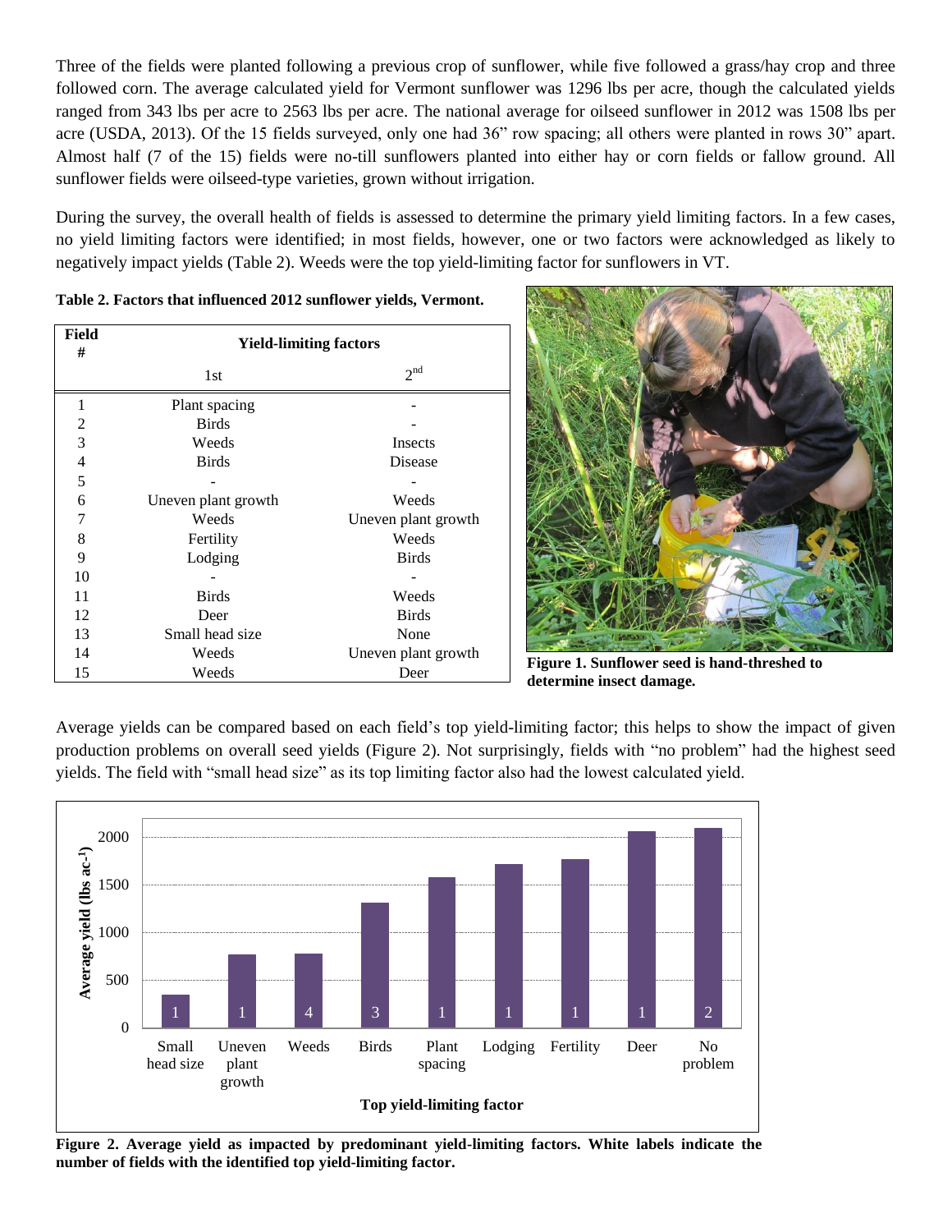Three of the fields were planted following a previous crop of sunflower, while five followed a grass/hay crop and three followed corn. The average calculated yield for Vermont sunflower was 1296 lbs per acre, though the calculated yields ranged from 343 lbs per acre to 2563 lbs per acre. The national average for oilseed sunflower in 2012 was 1508 lbs per acre (USDA, 2013). Of the 15 fields surveyed, only one had 36" row spacing; all others were planted in rows 30" apart. Almost half (7 of the 15) fields were no-till sunflowers planted into either hay or corn fields or fallow ground. All sunflower fields were oilseed-type varieties, grown without irrigation.

During the survey, the overall health of fields is assessed to determine the primary yield limiting factors. In a few cases, no yield limiting factors were identified; in most fields, however, one or two factors were acknowledged as likely to negatively impact yields (Table 2). Weeds were the top yield-limiting factor for sunflowers in VT.

**Table 2. Factors that influenced 2012 sunflower yields, Vermont.**

| Field # | Yield-limiting factors | |
|---|---|---|
| | 1st | 2nd |
| 1 | Plant spacing | - |
| 2 | Birds | - |
| 3 | Weeds | Insects |
| 4 | Birds | Disease |
| 5 | - | - |
| 6 | Uneven plant growth | Weeds |
| 7 | Weeds | Uneven plant growth |
| 8 | Fertility | Weeds |
| 9 | Lodging | Birds |
| 10 | - | - |
| 11 | Birds | Weeds |
| 12 | Deer | Birds |
| 13 | Small head size | None |
| 14 | Weeds | Uneven plant growth |
| 15 | Weeds | Deer |

**Figure 1. Sunflower seed is hand-threshed to determine insect damage.**

Average yields can be compared based on each field's top yield-limiting factor; this helps to show the impact of given production problems on overall seed yields (Figure 2). Not surprisingly, fields with "no problem" had the highest seed yields. The field with "small head size" as its top limiting factor also had the lowest calculated yield.

**Figure 2. Average yield as impacted by predominant yield-limiting factors. White labels indicate the number of fields with the identified top yield-limiting factor.**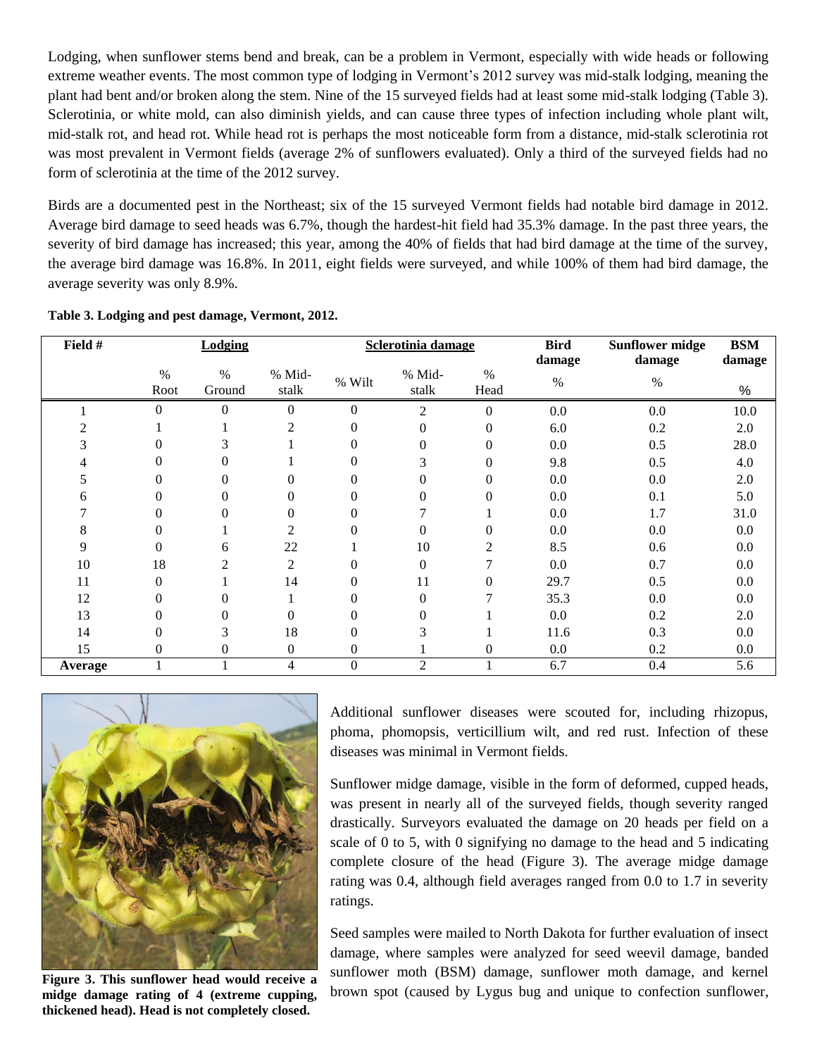Lodging, when sunflower stems bend and break, can be a problem in Vermont, especially with wide heads or following extreme weather events. The most common type of lodging in Vermont's 2012 survey was mid-stalk lodging, meaning the plant had bent and/or broken along the stem. Nine of the 15 surveyed fields had at least some mid-stalk lodging (Table 3). Sclerotinia, or white mold, can also diminish yields, and can cause three types of infection including whole plant wilt, mid-stalk rot, and head rot. While head rot is perhaps the most noticeable form from a distance, mid-stalk sclerotinia rot was most prevalent in Vermont fields (average 2% of sunflowers evaluated). Only a third of the surveyed fields had no form of sclerotinia at the time of the 2012 survey.

Birds are a documented pest in the Northeast; six of the 15 surveyed Vermont fields had notable bird damage in 2012. Average bird damage to seed heads was 6.7%, though the hardest-hit field had 35.3% damage. In the past three years, the severity of bird damage has increased; this year, among the 40% of fields that had bird damage at the time of the survey, the average bird damage was 16.8%. In 2011, eight fields were surveyed, and while 100% of them had bird damage, the average severity was only 8.9%.

**Table 3. Lodging and pest damage, Vermont, 2012.**

| Field # | Lodging | | | Sclerotinia damage | | | Bird damage | Sunflower midge damage | BSM damage |
|---|---|---|---|---|---|---|---|---|---|
| | % Root | % Ground | % Mid-stalk | % Wilt | % Mid-stalk | % Head | % | % | % |
| 1 | 0 | 0 | 0 | 0 | 2 | 0 | 0.0 | 0.0 | 10.0 |
| 2 | 1 | 1 | 2 | 0 | 0 | 0 | 6.0 | 0.2 | 2.0 |
| 3 | 0 | 3 | 1 | 0 | 0 | 0 | 0.0 | 0.5 | 28.0 |
| 4 | 0 | 0 | 1 | 0 | 3 | 0 | 9.8 | 0.5 | 4.0 |
| 5 | 0 | 0 | 0 | 0 | 0 | 0 | 0.0 | 0.0 | 2.0 |
| 6 | 0 | 0 | 0 | 0 | 0 | 0 | 0.0 | 0.1 | 5.0 |
| 7 | 0 | 0 | 0 | 0 | 7 | 1 | 0.0 | 1.7 | 31.0 |
| 8 | 0 | 1 | 2 | 0 | 0 | 0 | 0.0 | 0.0 | 0.0 |
| 9 | 0 | 6 | 22 | 1 | 10 | 2 | 8.5 | 0.6 | 0.0 |
| 10 | 18 | 2 | 2 | 0 | 0 | 7 | 0.0 | 0.7 | 0.0 |
| 11 | 0 | 1 | 14 | 0 | 11 | 0 | 29.7 | 0.5 | 0.0 |
| 12 | 0 | 0 | 1 | 0 | 0 | 7 | 35.3 | 0.0 | 0.0 |
| 13 | 0 | 0 | 0 | 0 | 0 | 1 | 0.0 | 0.2 | 2.0 |
| 14 | 0 | 3 | 18 | 0 | 3 | 1 | 11.6 | 0.3 | 0.0 |
| 15 | 0 | 0 | 0 | 0 | 1 | 0 | 0.0 | 0.2 | 0.0 |
| **Average** | 1 | 1 | 4 | 0 | 2 | 1 | 6.7 | 0.4 | 5.6 |

**Figure 3. This sunflower head would receive a midge damage rating of 4 (extreme cupping, thickened head). Head is not completely closed.**

Additional sunflower diseases were scouted for, including rhizopus, phoma, phomopsis, verticillium wilt, and red rust. Infection of these diseases was minimal in Vermont fields.

Sunflower midge damage, visible in the form of deformed, cupped heads, was present in nearly all of the surveyed fields, though severity ranged drastically. Surveyors evaluated the damage on 20 heads per field on a scale of 0 to 5, with 0 signifying no damage to the head and 5 indicating complete closure of the head (Figure 3). The average midge damage rating was 0.4, although field averages ranged from 0.0 to 1.7 in severity ratings.

Seed samples were mailed to North Dakota for further evaluation of insect damage, where samples were analyzed for seed weevil damage, banded sunflower moth (BSM) damage, sunflower moth damage, and kernel brown spot (caused by Lygus bug and unique to confection sunflower,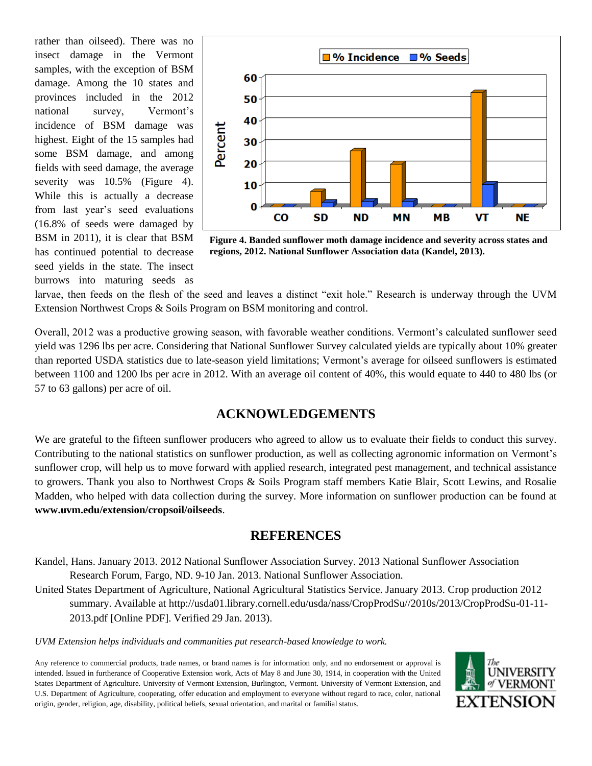rather than oilseed). There was no insect damage in the Vermont samples, with the exception of BSM damage. Among the 10 states and provinces included in the 2012 national survey, Vermont's incidence of BSM damage was highest. Eight of the 15 samples had some BSM damage, and among fields with seed damage, the average severity was 10.5% (Figure 4). While this is actually a decrease from last year's seed evaluations (16.8% of seeds were damaged by BSM in 2011), it is clear that BSM has continued potential to decrease seed yields in the state. The insect burrows into maturing seeds as larvae, then feeds on the flesh of the seed and leaves a distinct "exit hole." Research is underway through the UVM Extension Northwest Crops & Soils Program on BSM monitoring and control.

% Incidence
% Seeds
Percent
60
50
40
30
20
10
0
CO
SD
ND
MN
MB
VT
NE

**Figure 4. Banded sunflower moth damage incidence and severity across states and regions, 2012. National Sunflower Association data (Kandel, 2013).**

Overall, 2012 was a productive growing season, with favorable weather conditions. Vermont's calculated sunflower seed yield was 1296 lbs per acre. Considering that National Sunflower Survey calculated yields are typically about 10% greater than reported USDA statistics due to late-season yield limitations; Vermont's average for oilseed sunflowers is estimated between 1100 and 1200 lbs per acre in 2012. With an average oil content of 40%, this would equate to 440 to 480 lbs (or 57 to 63 gallons) per acre of oil.

## ACKNOWLEDGEMENTS

We are grateful to the fifteen sunflower producers who agreed to allow us to evaluate their fields to conduct this survey. Contributing to the national statistics on sunflower production, as well as collecting agronomic information on Vermont's sunflower crop, will help us to move forward with applied research, integrated pest management, and technical assistance to growers. Thank you also to Northwest Crops & Soils Program staff members Katie Blair, Scott Lewins, and Rosalie Madden, who helped with data collection during the survey. More information on sunflower production can be found at **www.uvm.edu/extension/cropsoil/oilseeds**.

## REFERENCES

Kandel, Hans. January 2013. 2012 National Sunflower Association Survey. 2013 National Sunflower Association Research Forum, Fargo, ND. 9-10 Jan. 2013. National Sunflower Association.

United States Department of Agriculture, National Agricultural Statistics Service. January 2013. Crop production 2012 summary. Available at http://usda01.library.cornell.edu/usda/nass/CropProdSu//2010s/2013/CropProdSu-01-11-2013.pdf [Online PDF]. Verified 29 Jan. 2013).

*UVM Extension helps individuals and communities put research-based knowledge to work.*

Any reference to commercial products, trade names, or brand names is for information only, and no endorsement or approval is intended. Issued in furtherance of Cooperative Extension work, Acts of May 8 and June 30, 1914, in cooperation with the United States Department of Agriculture. University of Vermont Extension, Burlington, Vermont. University of Vermont Extension, and U.S. Department of Agriculture, cooperating, offer education and employment to everyone without regard to race, color, national origin, gender, religion, age, disability, political beliefs, sexual orientation, and marital or familial status.

The University of Vermont Extension